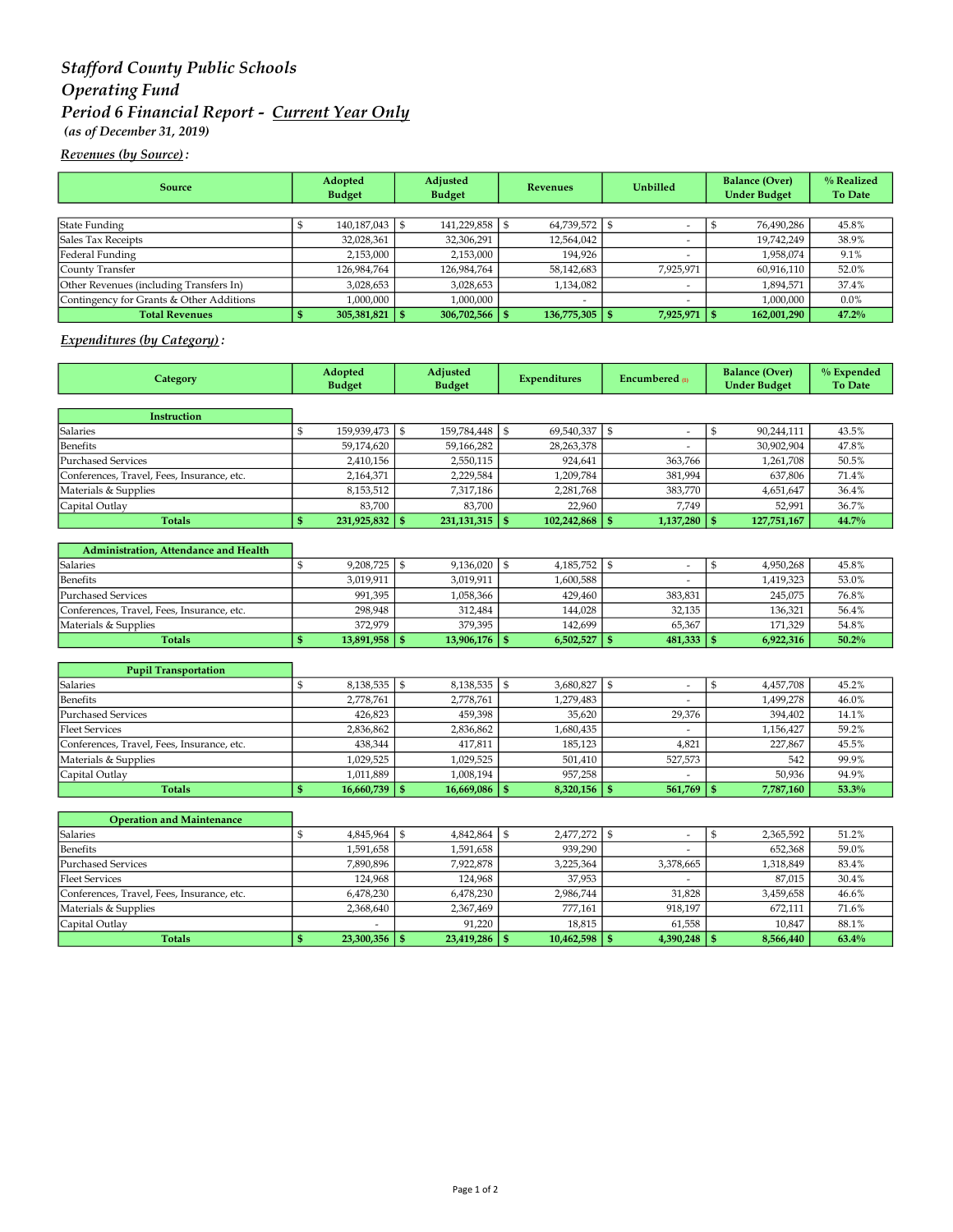# *Stafford County Public Schools*
# *Operating Fund*
# *Period 6 Financial Report - Current Year Only*

***(as of December 31, 2019)***

***Revenues (by Source):***

| Source | Adopted Budget | Adjusted Budget | Revenues | Unbilled | Balance (Over) Under Budget | % Realized To Date |
|---|---|---|---|---|---|---|
| State Funding | $ 140,187,043 | $ 141,229,858 | $ 64,739,572 | $ - | $ 76,490,286 | 45.8% |
| Sales Tax Receipts | 32,028,361 | 32,306,291 | 12,564,042 | - | 19,742,249 | 38.9% |
| Federal Funding | 2,153,000 | 2,153,000 | 194,926 | - | 1,958,074 | 9.1% |
| County Transfer | 126,984,764 | 126,984,764 | 58,142,683 | 7,925,971 | 60,916,110 | 52.0% |
| Other Revenues (including Transfers In) | 3,028,653 | 3,028,653 | 1,134,082 | - | 1,894,571 | 37.4% |
| Contingency for Grants & Other Additions | 1,000,000 | 1,000,000 | - | - | 1,000,000 | 0.0% |
| **Total Revenues** | **$ 305,381,821** | **$ 306,702,566** | **$ 136,775,305** | **$ 7,925,971** | **$ 162,001,290** | **47.2%** |

***Expenditures (by Category):***

| Category | Adopted Budget | Adjusted Budget | Expenditures | Encumbered (1) | Balance (Over) Under Budget | % Expended To Date |
|---|---|---|---|---|---|---|
| **Instruction** | | | | | | |
| Salaries | $ 159,939,473 | $ 159,784,448 | $ 69,540,337 | $ - | $ 90,244,111 | 43.5% |
| Benefits | 59,174,620 | 59,166,282 | 28,263,378 | - | 30,902,904 | 47.8% |
| Purchased Services | 2,410,156 | 2,550,115 | 924,641 | 363,766 | 1,261,708 | 50.5% |
| Conferences, Travel, Fees, Insurance, etc. | 2,164,371 | 2,229,584 | 1,209,784 | 381,994 | 637,806 | 71.4% |
| Materials & Supplies | 8,153,512 | 7,317,186 | 2,281,768 | 383,770 | 4,651,647 | 36.4% |
| Capital Outlay | 83,700 | 83,700 | 22,960 | 7,749 | 52,991 | 36.7% |
| **Totals** | **$ 231,925,832** | **$ 231,131,315** | **$ 102,242,868** | **$ 1,137,280** | **$ 127,751,167** | **44.7%** |
| **Administration, Attendance and Health** | | | | | | |
| Salaries | $ 9,208,725 | $ 9,136,020 | $ 4,185,752 | $ - | $ 4,950,268 | 45.8% |
| Benefits | 3,019,911 | 3,019,911 | 1,600,588 | - | 1,419,323 | 53.0% |
| Purchased Services | 991,395 | 1,058,366 | 429,460 | 383,831 | 245,075 | 76.8% |
| Conferences, Travel, Fees, Insurance, etc. | 298,948 | 312,484 | 144,028 | 32,135 | 136,321 | 56.4% |
| Materials & Supplies | 372,979 | 379,395 | 142,699 | 65,367 | 171,329 | 54.8% |
| **Totals** | **$ 13,891,958** | **$ 13,906,176** | **$ 6,502,527** | **$ 481,333** | **$ 6,922,316** | **50.2%** |
| **Pupil Transportation** | | | | | | |
| Salaries | $ 8,138,535 | $ 8,138,535 | $ 3,680,827 | $ - | $ 4,457,708 | 45.2% |
| Benefits | 2,778,761 | 2,778,761 | 1,279,483 | - | 1,499,278 | 46.0% |
| Purchased Services | 426,823 | 459,398 | 35,620 | 29,376 | 394,402 | 14.1% |
| Fleet Services | 2,836,862 | 2,836,862 | 1,680,435 | - | 1,156,427 | 59.2% |
| Conferences, Travel, Fees, Insurance, etc. | 438,344 | 417,811 | 185,123 | 4,821 | 227,867 | 45.5% |
| Materials & Supplies | 1,029,525 | 1,029,525 | 501,410 | 527,573 | 542 | 99.9% |
| Capital Outlay | 1,011,889 | 1,008,194 | 957,258 | - | 50,936 | 94.9% |
| **Totals** | **$ 16,660,739** | **$ 16,669,086** | **$ 8,320,156** | **$ 561,769** | **$ 7,787,160** | **53.3%** |
| **Operation and Maintenance** | | | | | | |
| Salaries | $ 4,845,964 | $ 4,842,864 | $ 2,477,272 | $ - | $ 2,365,592 | 51.2% |
| Benefits | 1,591,658 | 1,591,658 | 939,290 | - | 652,368 | 59.0% |
| Purchased Services | 7,890,896 | 7,922,878 | 3,225,364 | 3,378,665 | 1,318,849 | 83.4% |
| Fleet Services | 124,968 | 124,968 | 37,953 | - | 87,015 | 30.4% |
| Conferences, Travel, Fees, Insurance, etc. | 6,478,230 | 6,478,230 | 2,986,744 | 31,828 | 3,459,658 | 46.6% |
| Materials & Supplies | 2,368,640 | 2,367,469 | 777,161 | 918,197 | 672,111 | 71.6% |
| Capital Outlay | - | 91,220 | 18,815 | 61,558 | 10,847 | 88.1% |
| **Totals** | **$ 23,300,356** | **$ 23,419,286** | **$ 10,462,598** | **$ 4,390,248** | **$ 8,566,440** | **63.4%** |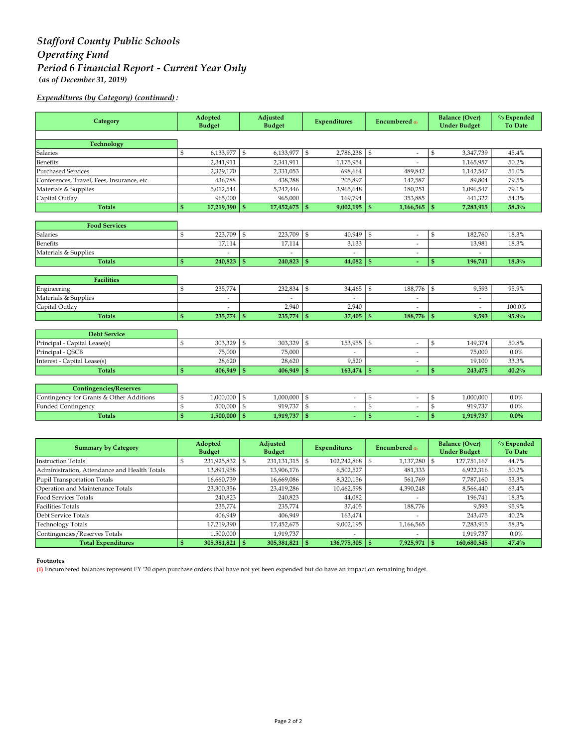# *Stafford County Public Schools*
# *Operating Fund*
# *Period 6 Financial Report - Current Year Only*
***(as of December 31, 2019)***

***Expenditures (by Category) (continued) :***

| Category | Adopted Budget | Adjusted Budget | Expenditures | Encumbered (1) | Balance (Over) Under Budget | % Expended To Date |
|---|---|---|---|---|---|---|
| **Technology** | | | | | | |
| Salaries | $ 6,133,977 | $ 6,133,977 | $ 2,786,238 | $ - | $ 3,347,739 | 45.4% |
| Benefits | 2,341,911 | 2,341,911 | 1,175,954 | - | 1,165,957 | 50.2% |
| Purchased Services | 2,329,170 | 2,331,053 | 698,664 | 489,842 | 1,142,547 | 51.0% |
| Conferences, Travel, Fees, Insurance, etc. | 436,788 | 438,288 | 205,897 | 142,587 | 89,804 | 79.5% |
| Materials & Supplies | 5,012,544 | 5,242,446 | 3,965,648 | 180,251 | 1,096,547 | 79.1% |
| Capital Outlay | 965,000 | 965,000 | 169,794 | 353,885 | 441,322 | 54.3% |
| **Totals** | **$ 17,219,390** | **$ 17,452,675** | **$ 9,002,195** | **$ 1,166,565** | **$ 7,283,915** | **58.3%** |
| **Food Services** | | | | | | |
| Salaries | $ 223,709 | $ 223,709 | $ 40,949 | $ - | $ 182,760 | 18.3% |
| Benefits | 17,114 | 17,114 | 3,133 | - | 13,981 | 18.3% |
| Materials & Supplies | - | - | - | - | - | |
| **Totals** | **$ 240,823** | **$ 240,823** | **$ 44,082** | **$ -** | **$ 196,741** | **18.3%** |
| **Facilities** | | | | | | |
| Engineering | $ 235,774 | 232,834 | $ 34,465 | $ 188,776 | $ 9,593 | 95.9% |
| Materials & Supplies | - | - | - | - | - | |
| Capital Outlay | - | 2,940 | 2,940 | - | - | 100.0% |
| **Totals** | **$ 235,774** | **$ 235,774** | **$ 37,405** | **$ 188,776** | **$ 9,593** | **95.9%** |
| **Debt Service** | | | | | | |
| Principal - Capital Lease(s) | $ 303,329 | $ 303,329 | $ 153,955 | $ - | $ 149,374 | 50.8% |
| Principal - QSCB | 75,000 | 75,000 | - | - | 75,000 | 0.0% |
| Interest - Capital Lease(s) | 28,620 | 28,620 | 9,520 | - | 19,100 | 33.3% |
| **Totals** | **$ 406,949** | **$ 406,949** | **$ 163,474** | **$ -** | **$ 243,475** | **40.2%** |
| **Contingencies/Reserves** | | | | | | |
| Contingency for Grants & Other Additions | $ 1,000,000 | $ 1,000,000 | $ - | $ - | $ 1,000,000 | 0.0% |
| Funded Contingency | $ 500,000 | $ 919,737 | $ - | $ - | $ 919,737 | 0.0% |
| **Totals** | **$ 1,500,000** | **$ 1,919,737** | **$ -** | **$ -** | **$ 1,919,737** | **0.0%** |

| Summary by Category | Adopted Budget | Adjusted Budget | Expenditures | Encumbered (1) | Balance (Over) Under Budget | % Expended To Date |
|---|---|---|---|---|---|---|
| Instruction Totals | $ 231,925,832 | $ 231,131,315 | $ 102,242,868 | $ 1,137,280 | $ 127,751,167 | 44.7% |
| Administration, Attendance and Health Totals | 13,891,958 | 13,906,176 | 6,502,527 | 481,333 | 6,922,316 | 50.2% |
| Pupil Transportation Totals | 16,660,739 | 16,669,086 | 8,320,156 | 561,769 | 7,787,160 | 53.3% |
| Operation and Maintenance Totals | 23,300,356 | 23,419,286 | 10,462,598 | 4,390,248 | 8,566,440 | 63.4% |
| Food Services Totals | 240,823 | 240,823 | 44,082 | - | 196,741 | 18.3% |
| Facilities Totals | 235,774 | 235,774 | 37,405 | 188,776 | 9,593 | 95.9% |
| Debt Service Totals | 406,949 | 406,949 | 163,474 | - | 243,475 | 40.2% |
| Technology Totals | 17,219,390 | 17,452,675 | 9,002,195 | 1,166,565 | 7,283,915 | 58.3% |
| Contingencies/Reserves Totals | 1,500,000 | 1,919,737 | - | - | 1,919,737 | 0.0% |
| **Total Expenditures** | **$ 305,381,821** | **$ 305,381,821** | **$ 136,775,305** | **$ 7,925,971** | **$ 160,680,545** | **47.4%** |

**Footnotes**

(1) Encumbered balances represent FY '20 open purchase orders that have not yet been expended but do have an impact on remaining budget.